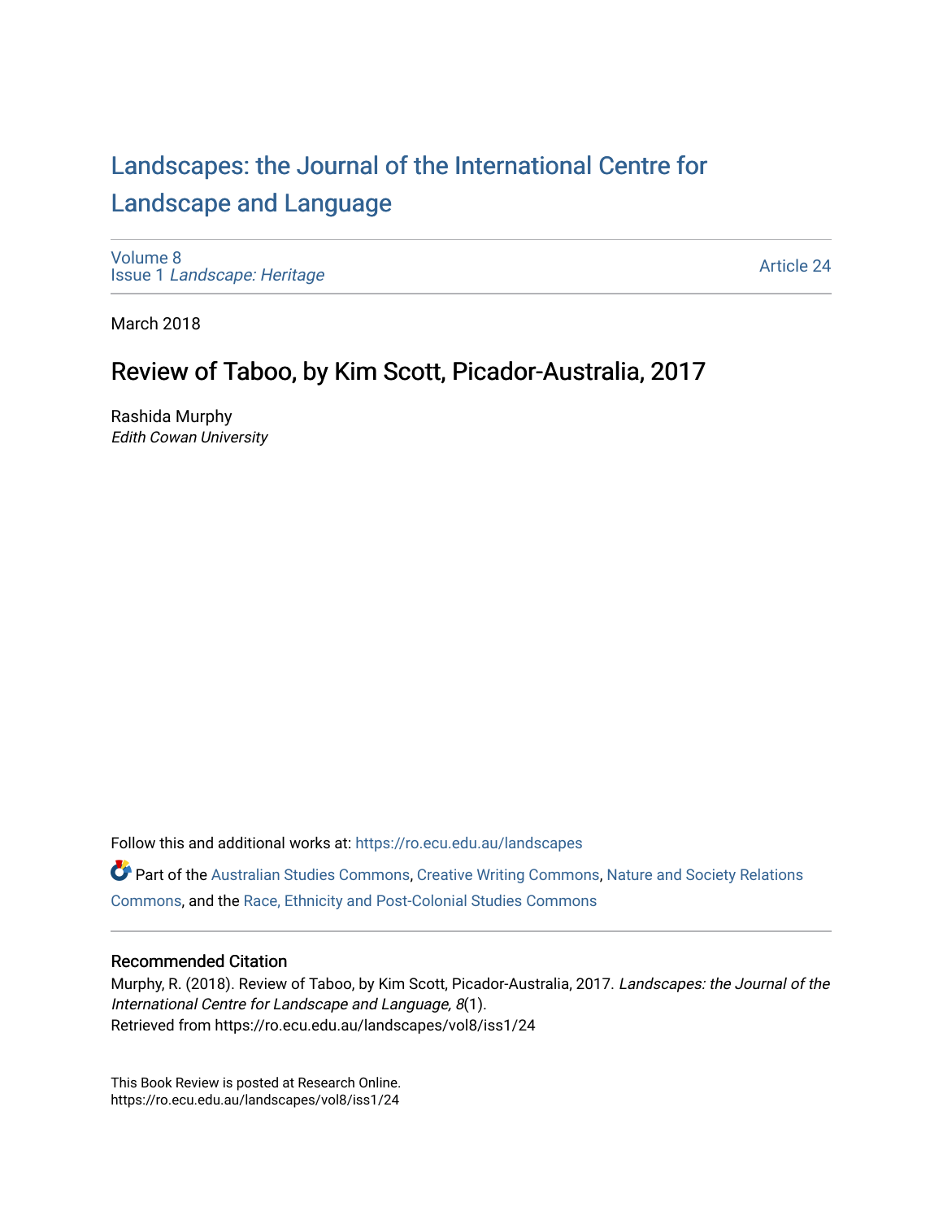# Landscapes: the Journal of the International Centre for Landscape and Language

Volume 8
Issue 1 *Landscape: Heritage*

Article 24

March 2018

## Review of Taboo, by Kim Scott, Picador-Australia, 2017

Rashida Murphy
*Edith Cowan University*

Follow this and additional works at: https://ro.ecu.edu.au/landscapes

Part of the Australian Studies Commons, Creative Writing Commons, Nature and Society Relations Commons, and the Race, Ethnicity and Post-Colonial Studies Commons

### Recommended Citation

Murphy, R. (2018). Review of Taboo, by Kim Scott, Picador-Australia, 2017. *Landscapes: the Journal of the International Centre for Landscape and Language, 8*(1).
Retrieved from https://ro.ecu.edu.au/landscapes/vol8/iss1/24

This Book Review is posted at Research Online.
https://ro.ecu.edu.au/landscapes/vol8/iss1/24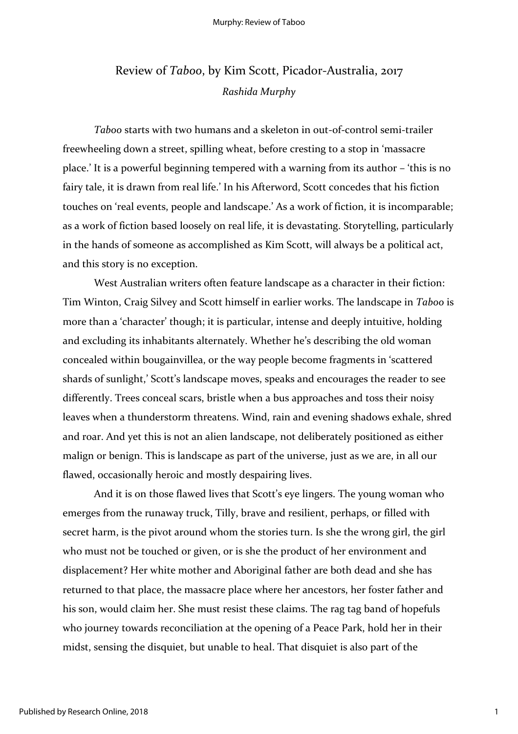# Review of *Taboo*, by Kim Scott, Picador-Australia, 2017

*Rashida Murphy*

*Taboo* starts with two humans and a skeleton in out-of-control semi-trailer freewheeling down a street, spilling wheat, before cresting to a stop in 'massacre place.' It is a powerful beginning tempered with a warning from its author – 'this is no fairy tale, it is drawn from real life.' In his Afterword, Scott concedes that his fiction touches on 'real events, people and landscape.' As a work of fiction, it is incomparable; as a work of fiction based loosely on real life, it is devastating. Storytelling, particularly in the hands of someone as accomplished as Kim Scott, will always be a political act, and this story is no exception.

West Australian writers often feature landscape as a character in their fiction: Tim Winton, Craig Silvey and Scott himself in earlier works. The landscape in *Taboo* is more than a 'character' though; it is particular, intense and deeply intuitive, holding and excluding its inhabitants alternately. Whether he's describing the old woman concealed within bougainvillea, or the way people become fragments in 'scattered shards of sunlight,' Scott's landscape moves, speaks and encourages the reader to see differently. Trees conceal scars, bristle when a bus approaches and toss their noisy leaves when a thunderstorm threatens. Wind, rain and evening shadows exhale, shred and roar. And yet this is not an alien landscape, not deliberately positioned as either malign or benign. This is landscape as part of the universe, just as we are, in all our flawed, occasionally heroic and mostly despairing lives.

And it is on those flawed lives that Scott's eye lingers. The young woman who emerges from the runaway truck, Tilly, brave and resilient, perhaps, or filled with secret harm, is the pivot around whom the stories turn. Is she the wrong girl, the girl who must not be touched or given, or is she the product of her environment and displacement? Her white mother and Aboriginal father are both dead and she has returned to that place, the massacre place where her ancestors, her foster father and his son, would claim her. She must resist these claims. The rag tag band of hopefuls who journey towards reconciliation at the opening of a Peace Park, hold her in their midst, sensing the disquiet, but unable to heal. That disquiet is also part of the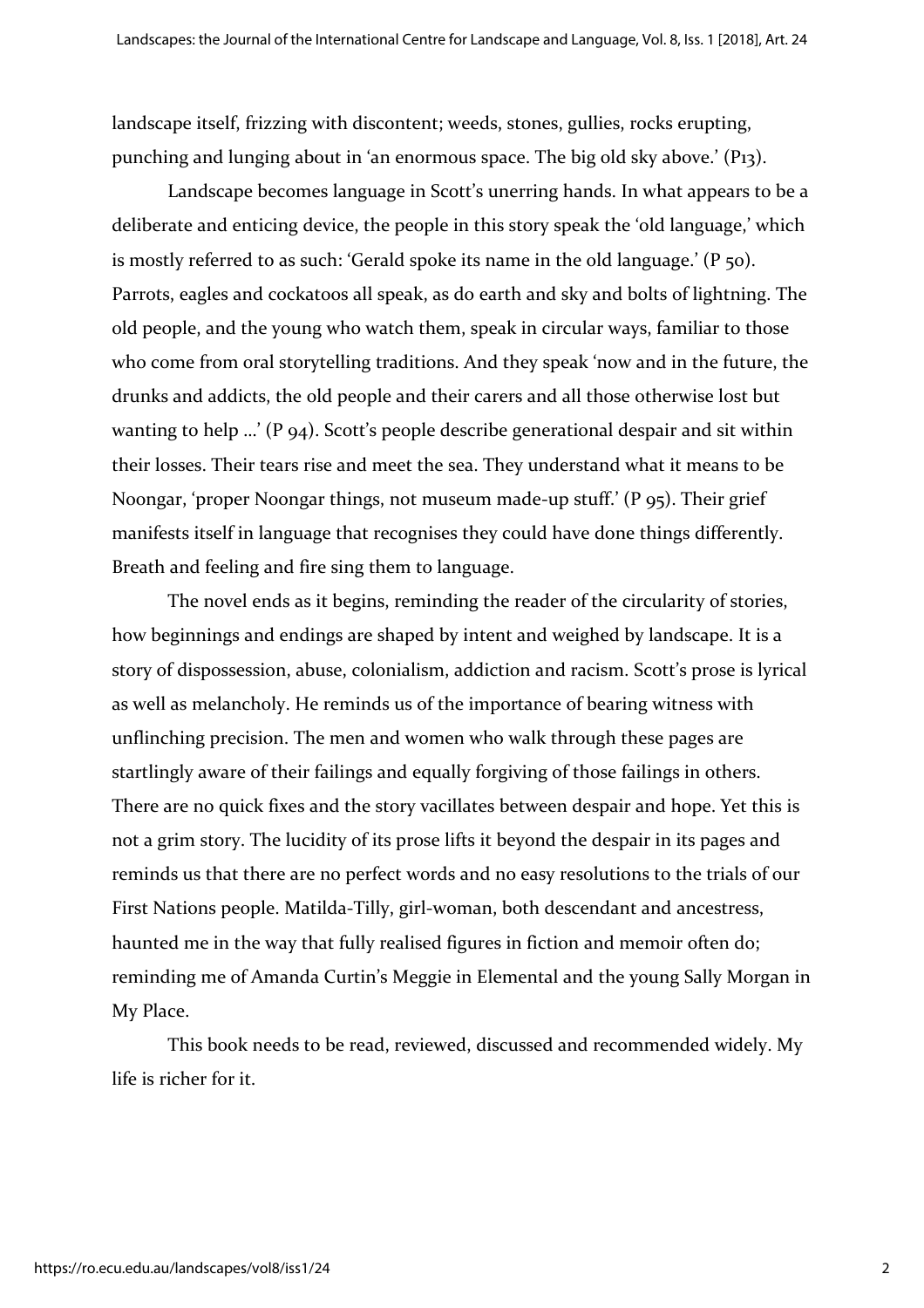landscape itself, frizzing with discontent; weeds, stones, gullies, rocks erupting, punching and lunging about in 'an enormous space. The big old sky above.' (P13).

Landscape becomes language in Scott's unerring hands. In what appears to be a deliberate and enticing device, the people in this story speak the 'old language,' which is mostly referred to as such: 'Gerald spoke its name in the old language.' (P 50). Parrots, eagles and cockatoos all speak, as do earth and sky and bolts of lightning. The old people, and the young who watch them, speak in circular ways, familiar to those who come from oral storytelling traditions. And they speak 'now and in the future, the drunks and addicts, the old people and their carers and all those otherwise lost but wanting to help …' (P 94). Scott's people describe generational despair and sit within their losses. Their tears rise and meet the sea. They understand what it means to be Noongar, 'proper Noongar things, not museum made-up stuff.' (P 95). Their grief manifests itself in language that recognises they could have done things differently. Breath and feeling and fire sing them to language.

The novel ends as it begins, reminding the reader of the circularity of stories, how beginnings and endings are shaped by intent and weighed by landscape. It is a story of dispossession, abuse, colonialism, addiction and racism. Scott's prose is lyrical as well as melancholy. He reminds us of the importance of bearing witness with unflinching precision. The men and women who walk through these pages are startlingly aware of their failings and equally forgiving of those failings in others. There are no quick fixes and the story vacillates between despair and hope. Yet this is not a grim story. The lucidity of its prose lifts it beyond the despair in its pages and reminds us that there are no perfect words and no easy resolutions to the trials of our First Nations people. Matilda-Tilly, girl-woman, both descendant and ancestress, haunted me in the way that fully realised figures in fiction and memoir often do; reminding me of Amanda Curtin's Meggie in Elemental and the young Sally Morgan in My Place.

This book needs to be read, reviewed, discussed and recommended widely. My life is richer for it.